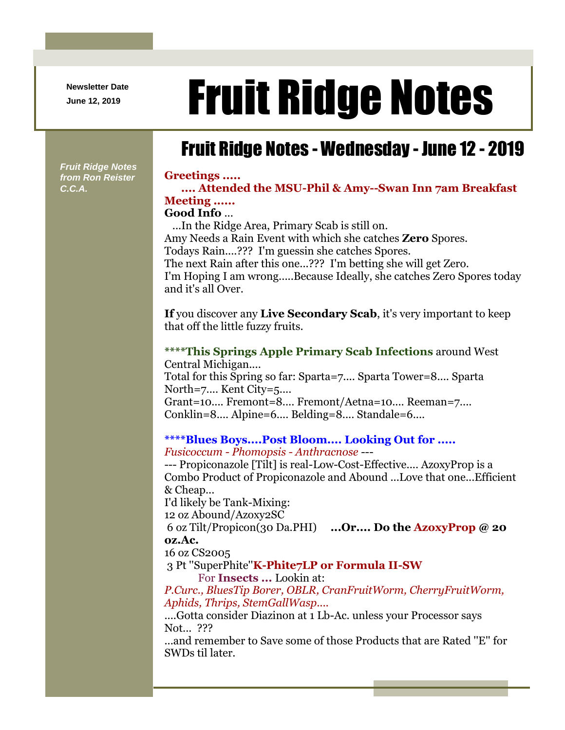Newsletter Date

June 12, 2019

# Fruit Ridge Notes

## Fruit Ridge Notes - Wednesday - June 12 - 2019

***Fruit Ridge Notes from Ron Reister C.C.A.***

**Greetings .....**

**.... Attended the MSU-Phil & Amy--Swan Inn 7am Breakfast Meeting ......**

**Good Info** ...

...In the Ridge Area, Primary Scab is still on.
Amy Needs a Rain Event with which she catches **Zero** Spores.
Todays Rain....??? I'm guessin she catches Spores.
The next Rain after this one...??? I'm betting she will get Zero.
I'm Hoping I am wrong.....Because Ideally, she catches Zero Spores today and it's all Over.

**If** you discover any **Live Secondary Scab**, it's very important to keep that off the little fuzzy fruits.

**\*\*\*\*This Springs Apple Primary Scab Infections** around West Central Michigan....
Total for this Spring so far: Sparta=7.... Sparta Tower=8.... Sparta North=7.... Kent City=5....
Grant=10.... Fremont=8.... Fremont/Aetna=10.... Reeman=7....
Conklin=8.... Alpine=6.... Belding=8.... Standale=6....

**\*\*\*\*Blues Boys....Post Bloom.... Looking Out for .....**
*Fusicoccum - Phomopsis - Anthracnose* ---
--- Propiconazole [Tilt] is real-Low-Cost-Effective.... AzoxyProp is a Combo Product of Propiconazole and Abound ...Love that one...Efficient & Cheap...
I'd likely be Tank-Mixing:
12 oz Abound/Azoxy2SC
6 oz Tilt/Propicon(30 Da.PHI) **...Or.... Do the AzoxyProp @ 20 oz.Ac.**
16 oz CS2005
3 Pt "SuperPhite"**K-Phite7LP or Formula II-SW**
For **Insects ...** Lookin at:
*P.Curc., BluesTip Borer, OBLR, CranFruitWorm, CherryFruitWorm, Aphids, Thrips, StemGallWasp....*
....Gotta consider Diazinon at 1 Lb-Ac. unless your Processor says Not... ???
...and remember to Save some of those Products that are Rated "E" for SWDs til later.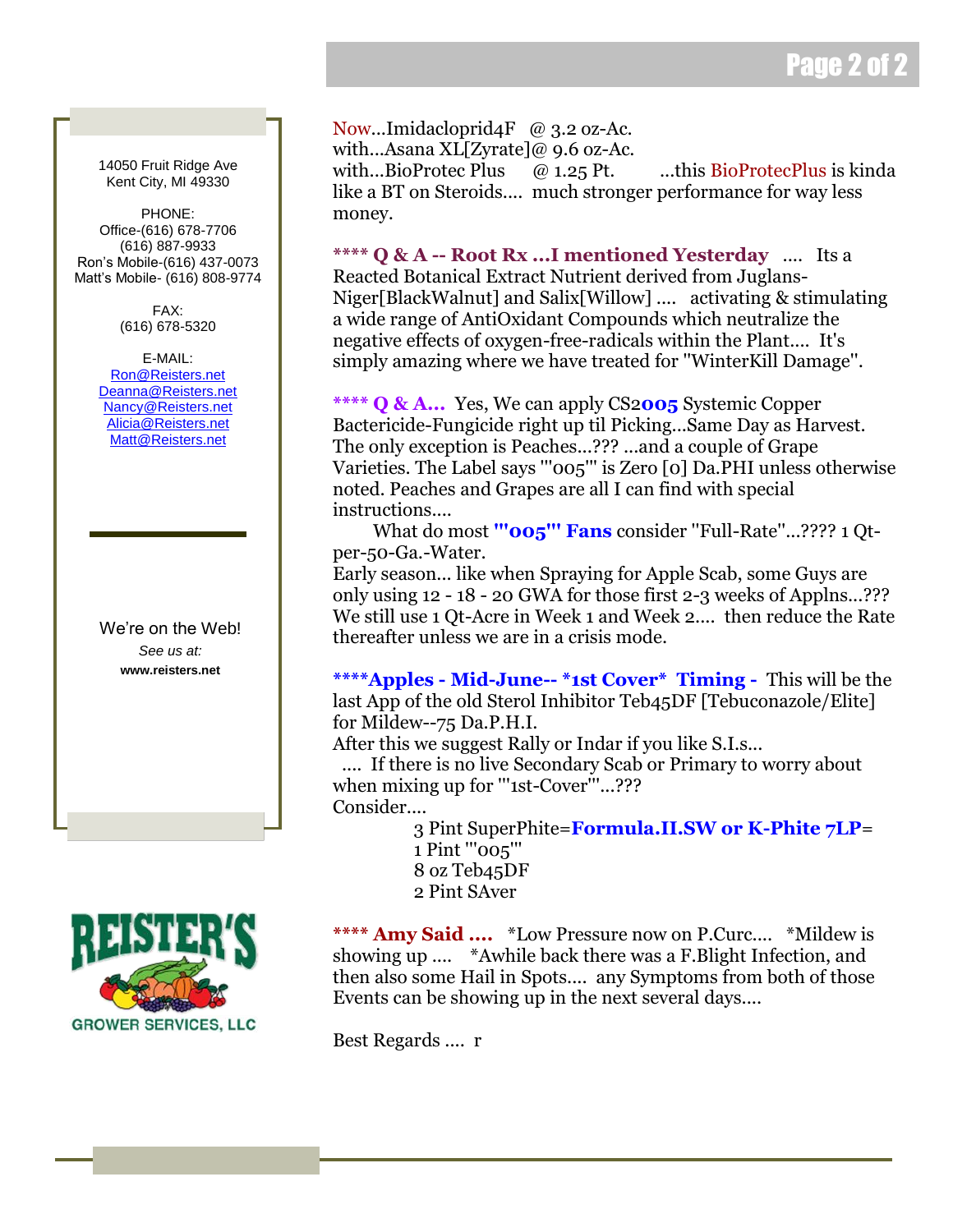14050 Fruit Ridge Ave
Kent City, MI 49330

PHONE:
Office-(616) 678-7706
(616) 887-9933
Ron's Mobile-(616) 437-0073
Matt's Mobile- (616) 808-9774

FAX:
(616) 678-5320

E-MAIL:
Ron@Reisters.net
Deanna@Reisters.net
Nancy@Reisters.net
Alicia@Reisters.net
Matt@Reisters.net

We're on the Web!
*See us at:*
**www.reisters.net**

REISTER'S
GROWER SERVICES, LLC

Now...Imidacloprid4F @ 3.2 oz-Ac.
with...Asana XL[Zyrate]@ 9.6 oz-Ac.
with...BioProtec Plus @ 1.25 Pt. ...this BioProtecPlus is kinda like a BT on Steroids.... much stronger performance for way less money.

**\*\*\*\* Q & A -- Root Rx ...I mentioned Yesterday** .... Its a Reacted Botanical Extract Nutrient derived from Juglans-Niger[BlackWalnut] and Salix[Willow] .... activating & stimulating a wide range of AntiOxidant Compounds which neutralize the negative effects of oxygen-free-radicals within the Plant.... It's simply amazing where we have treated for "WinterKill Damage".

**\*\*\*\* Q & A...** Yes, We can apply CS2**005** Systemic Copper Bactericide-Fungicide right up til Picking...Same Day as Harvest. The only exception is Peaches...??? ...and a couple of Grape Varieties. The Label says '"005"' is Zero [0] Da.PHI unless otherwise noted. Peaches and Grapes are all I can find with special instructions....

What do most **'"005"' Fans** consider "Full-Rate"...???? 1 Qt-per-50-Ga.-Water.
Early season... like when Spraying for Apple Scab, some Guys are only using 12 - 18 - 20 GWA for those first 2-3 weeks of Applns...??? We still use 1 Qt-Acre in Week 1 and Week 2.... then reduce the Rate thereafter unless we are in a crisis mode.

**\*\*\*\*Apples - Mid-June-- \*1st Cover\* Timing -** This will be the last App of the old Sterol Inhibitor Teb45DF [Tebuconazole/Elite] for Mildew--75 Da.P.H.I.
After this we suggest Rally or Indar if you like S.I.s...
.... If there is no live Secondary Scab or Primary to worry about when mixing up for '"1st-Cover"'...???
Consider....

3 Pint SuperPhite=**Formula.II.SW or K-Phite 7LP**=
1 Pint '"005"'
8 oz Teb45DF
2 Pint SAver

**\*\*\*\* Amy Said ....** \*Low Pressure now on P.Curc.... \*Mildew is showing up .... \*Awhile back there was a F.Blight Infection, and then also some Hail in Spots.... any Symptoms from both of those Events can be showing up in the next several days....

Best Regards .... r